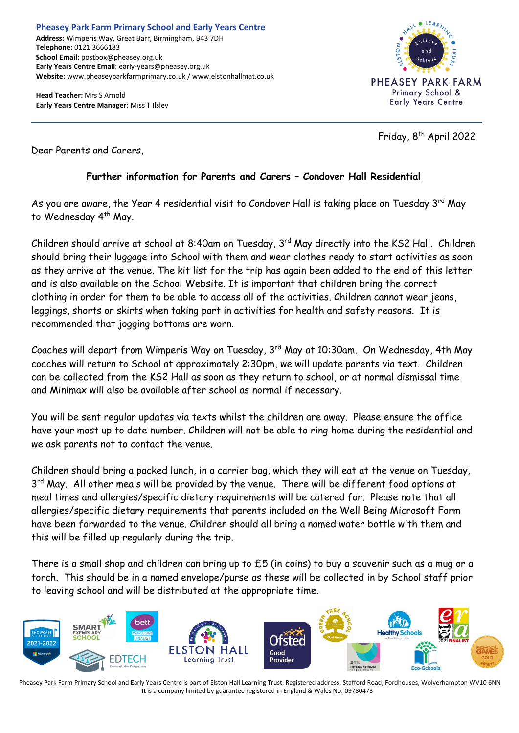**Pheasey Park Farm Primary School and Early Years Centre**
**Address:** Wimperis Way, Great Barr, Birmingham, B43 7DH
**Telephone:** 0121 3666183
**School Email:** postbox@pheasey.org.uk
**Early Years Centre Email**: early-years@pheasey.org.uk
**Website:** www.pheaseyparkfarmprimary.co.uk / www.elstonhallmat.co.uk

**Head Teacher:** Mrs S Arnold
**Early Years Centre Manager:** Miss T Ilsley

PHEASEY PARK FARM
Primary School & Early Years Centre

Friday, 8th April 2022

Dear Parents and Carers,

**Further information for Parents and Carers – Condover Hall Residential**

As you are aware, the Year 4 residential visit to Condover Hall is taking place on Tuesday 3rd May to Wednesday 4th May.

Children should arrive at school at 8:40am on Tuesday, 3rd May directly into the KS2 Hall. Children should bring their luggage into School with them and wear clothes ready to start activities as soon as they arrive at the venue. The kit list for the trip has again been added to the end of this letter and is also available on the School Website. It is important that children bring the correct clothing in order for them to be able to access all of the activities. Children cannot wear jeans, leggings, shorts or skirts when taking part in activities for health and safety reasons. It is recommended that jogging bottoms are worn.

Coaches will depart from Wimperis Way on Tuesday, 3rd May at 10:30am. On Wednesday, 4th May coaches will return to School at approximately 2:30pm, we will update parents via text. Children can be collected from the KS2 Hall as soon as they return to school, or at normal dismissal time and Minimax will also be available after school as normal if necessary.

You will be sent regular updates via texts whilst the children are away. Please ensure the office have your most up to date number. Children will not be able to ring home during the residential and we ask parents not to contact the venue.

Children should bring a packed lunch, in a carrier bag, which they will eat at the venue on Tuesday, 3rd May. All other meals will be provided by the venue. There will be different food options at meal times and allergies/specific dietary requirements will be catered for. Please note that all allergies/specific dietary requirements that parents included on the Well Being Microsoft Form have been forwarded to the venue. Children should all bring a named water bottle with them and this will be filled up regularly during the trip.

There is a small shop and children can bring up to £5 (in coins) to buy a souvenir such as a mug or a torch. This should be in a named envelope/purse as these will be collected in by School staff prior to leaving school and will be distributed at the appropriate time.

Pheasey Park Farm Primary School and Early Years Centre is part of Elston Hall Learning Trust. Registered address: Stafford Road, Fordhouses, Wolverhampton WV10 6NN
It is a company limited by guarantee registered in England & Wales No: 09780473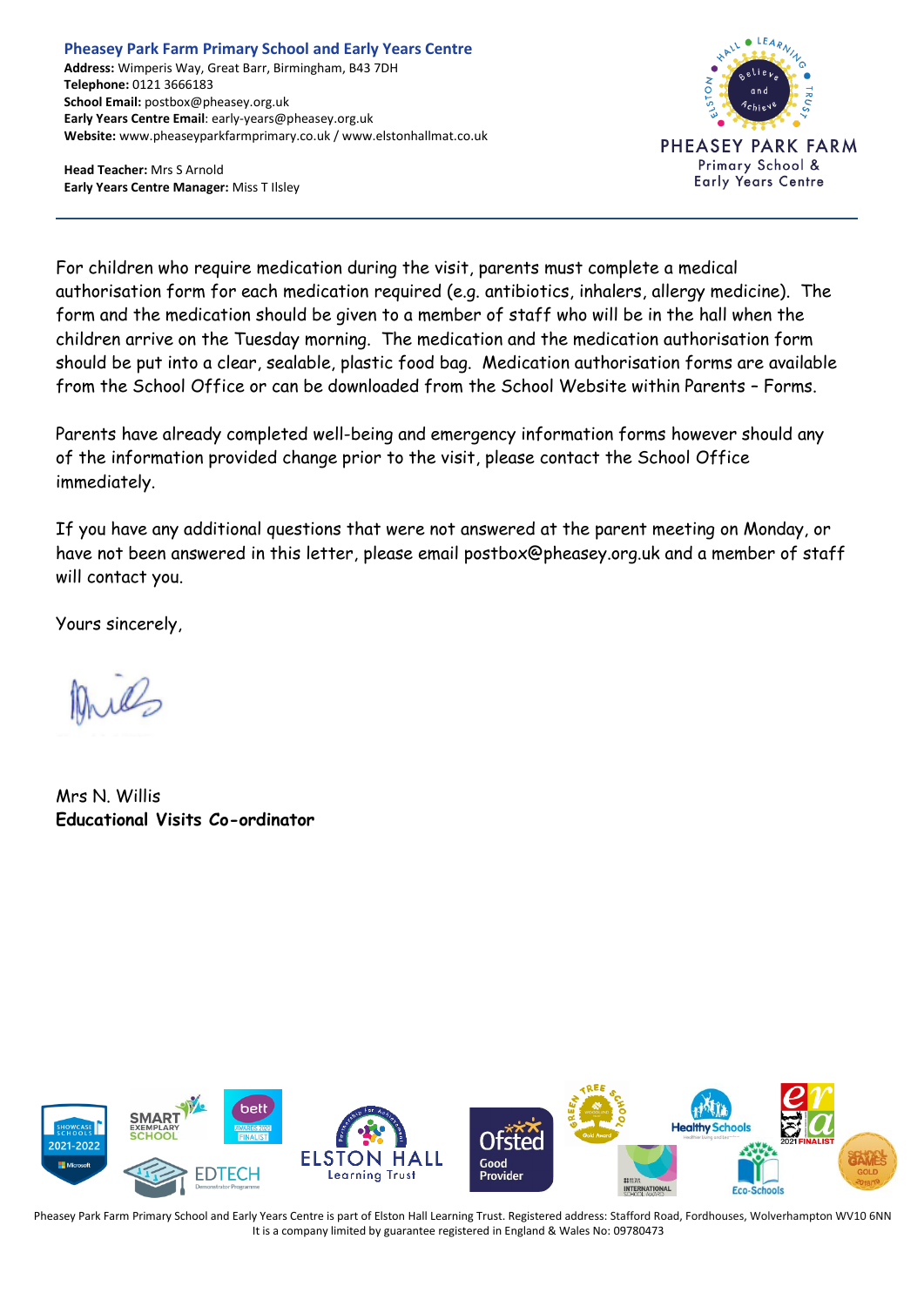For children who require medication during the visit, parents must complete a medical authorisation form for each medication required (e.g. antibiotics, inhalers, allergy medicine). The form and the medication should be given to a member of staff who will be in the hall when the children arrive on the Tuesday morning. The medication and the medication authorisation form should be put into a clear, sealable, plastic food bag. Medication authorisation forms are available from the School Office or can be downloaded from the School Website within Parents – Forms.

Parents have already completed well-being and emergency information forms however should any of the information provided change prior to the visit, please contact the School Office immediately.

If you have any additional questions that were not answered at the parent meeting on Monday, or have not been answered in this letter, please email postbox@pheasey.org.uk and a member of staff will contact you.

Yours sincerely,

Mrs N. Willis
**Educational Visits Co-ordinator**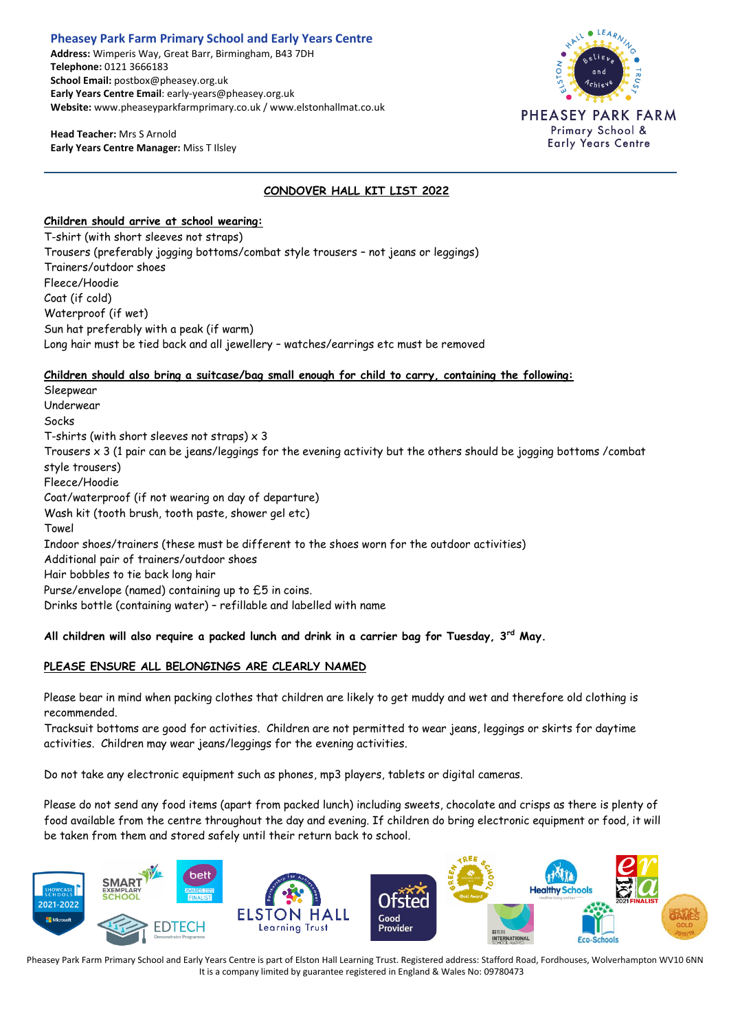**Pheasey Park Farm Primary School and Early Years Centre**
**Address:** Wimperis Way, Great Barr, Birmingham, B43 7DH
**Telephone:** 0121 3666183
**School Email:** postbox@pheasey.org.uk
**Early Years Centre Email**: early-years@pheasey.org.uk
**Website:** www.pheaseyparkfarmprimary.co.uk / www.elstonhallmat.co.uk

**Head Teacher:** Mrs S Arnold
**Early Years Centre Manager:** Miss T Ilsley

PHEASEY PARK FARM
Primary School &
Early Years Centre

# CONDOVER HALL KIT LIST 2022

**Children should arrive at school wearing:**

T-shirt (with short sleeves not straps)
Trousers (preferably jogging bottoms/combat style trousers – not jeans or leggings)
Trainers/outdoor shoes
Fleece/Hoodie
Coat (if cold)
Waterproof (if wet)
Sun hat preferably with a peak (if warm)
Long hair must be tied back and all jewellery – watches/earrings etc must be removed

**Children should also bring a suitcase/bag small enough for child to carry, containing the following:**

Sleepwear
Underwear
Socks
T-shirts (with short sleeves not straps) x 3
Trousers x 3 (1 pair can be jeans/leggings for the evening activity but the others should be jogging bottoms /combat style trousers)
Fleece/Hoodie
Coat/waterproof (if not wearing on day of departure)
Wash kit (tooth brush, tooth paste, shower gel etc)
Towel
Indoor shoes/trainers (these must be different to the shoes worn for the outdoor activities)
Additional pair of trainers/outdoor shoes
Hair bobbles to tie back long hair
Purse/envelope (named) containing up to £5 in coins.
Drinks bottle (containing water) – refillable and labelled with name

**All children will also require a packed lunch and drink in a carrier bag for Tuesday, 3rd May.**

**PLEASE ENSURE ALL BELONGINGS ARE CLEARLY NAMED**

Please bear in mind when packing clothes that children are likely to get muddy and wet and therefore old clothing is recommended.
Tracksuit bottoms are good for activities. Children are not permitted to wear jeans, leggings or skirts for daytime activities. Children may wear jeans/leggings for the evening activities.

Do not take any electronic equipment such as phones, mp3 players, tablets or digital cameras.

Please do not send any food items (apart from packed lunch) including sweets, chocolate and crisps as there is plenty of food available from the centre throughout the day and evening. If children do bring electronic equipment or food, it will be taken from them and stored safely until their return back to school.

Pheasey Park Farm Primary School and Early Years Centre is part of Elston Hall Learning Trust. Registered address: Stafford Road, Fordhouses, Wolverhampton WV10 6NN
It is a company limited by guarantee registered in England & Wales No: 09780473